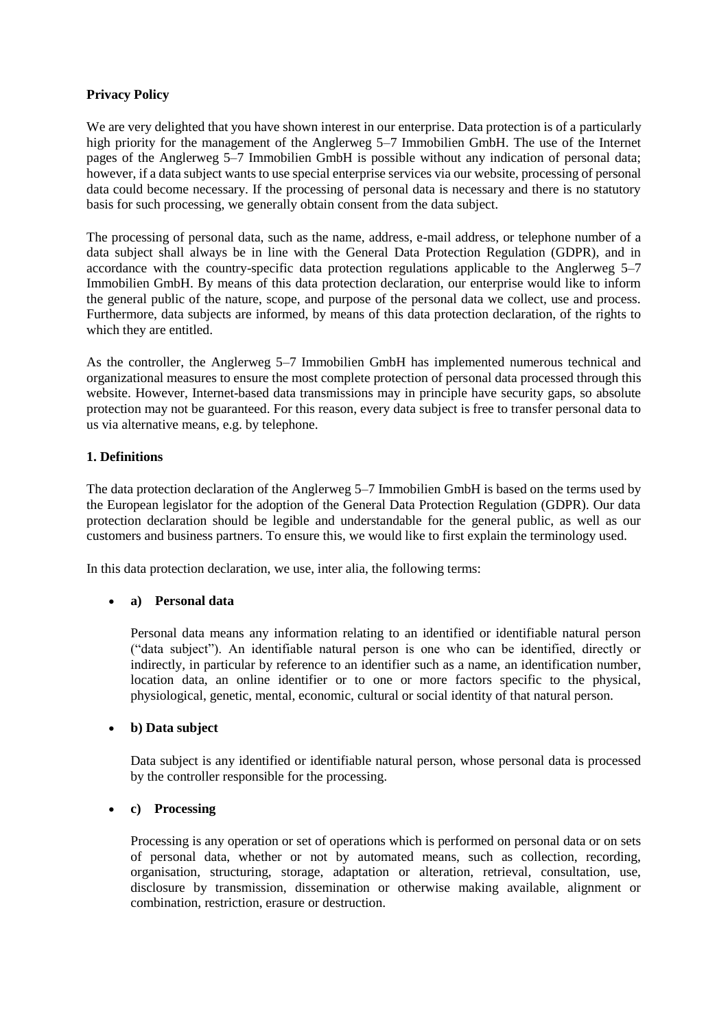**Privacy Policy**

We are very delighted that you have shown interest in our enterprise. Data protection is of a particularly high priority for the management of the Anglerweg 5–7 Immobilien GmbH. The use of the Internet pages of the Anglerweg 5–7 Immobilien GmbH is possible without any indication of personal data; however, if a data subject wants to use special enterprise services via our website, processing of personal data could become necessary. If the processing of personal data is necessary and there is no statutory basis for such processing, we generally obtain consent from the data subject.

The processing of personal data, such as the name, address, e-mail address, or telephone number of a data subject shall always be in line with the General Data Protection Regulation (GDPR), and in accordance with the country-specific data protection regulations applicable to the Anglerweg 5–7 Immobilien GmbH. By means of this data protection declaration, our enterprise would like to inform the general public of the nature, scope, and purpose of the personal data we collect, use and process. Furthermore, data subjects are informed, by means of this data protection declaration, of the rights to which they are entitled.

As the controller, the Anglerweg 5–7 Immobilien GmbH has implemented numerous technical and organizational measures to ensure the most complete protection of personal data processed through this website. However, Internet-based data transmissions may in principle have security gaps, so absolute protection may not be guaranteed. For this reason, every data subject is free to transfer personal data to us via alternative means, e.g. by telephone.

**1. Definitions**

The data protection declaration of the Anglerweg 5–7 Immobilien GmbH is based on the terms used by the European legislator for the adoption of the General Data Protection Regulation (GDPR). Our data protection declaration should be legible and understandable for the general public, as well as our customers and business partners. To ensure this, we would like to first explain the terminology used.

In this data protection declaration, we use, inter alia, the following terms:

- **a) Personal data**

  Personal data means any information relating to an identified or identifiable natural person ("data subject"). An identifiable natural person is one who can be identified, directly or indirectly, in particular by reference to an identifier such as a name, an identification number, location data, an online identifier or to one or more factors specific to the physical, physiological, genetic, mental, economic, cultural or social identity of that natural person.

- **b) Data subject**

  Data subject is any identified or identifiable natural person, whose personal data is processed by the controller responsible for the processing.

- **c) Processing**

  Processing is any operation or set of operations which is performed on personal data or on sets of personal data, whether or not by automated means, such as collection, recording, organisation, structuring, storage, adaptation or alteration, retrieval, consultation, use, disclosure by transmission, dissemination or otherwise making available, alignment or combination, restriction, erasure or destruction.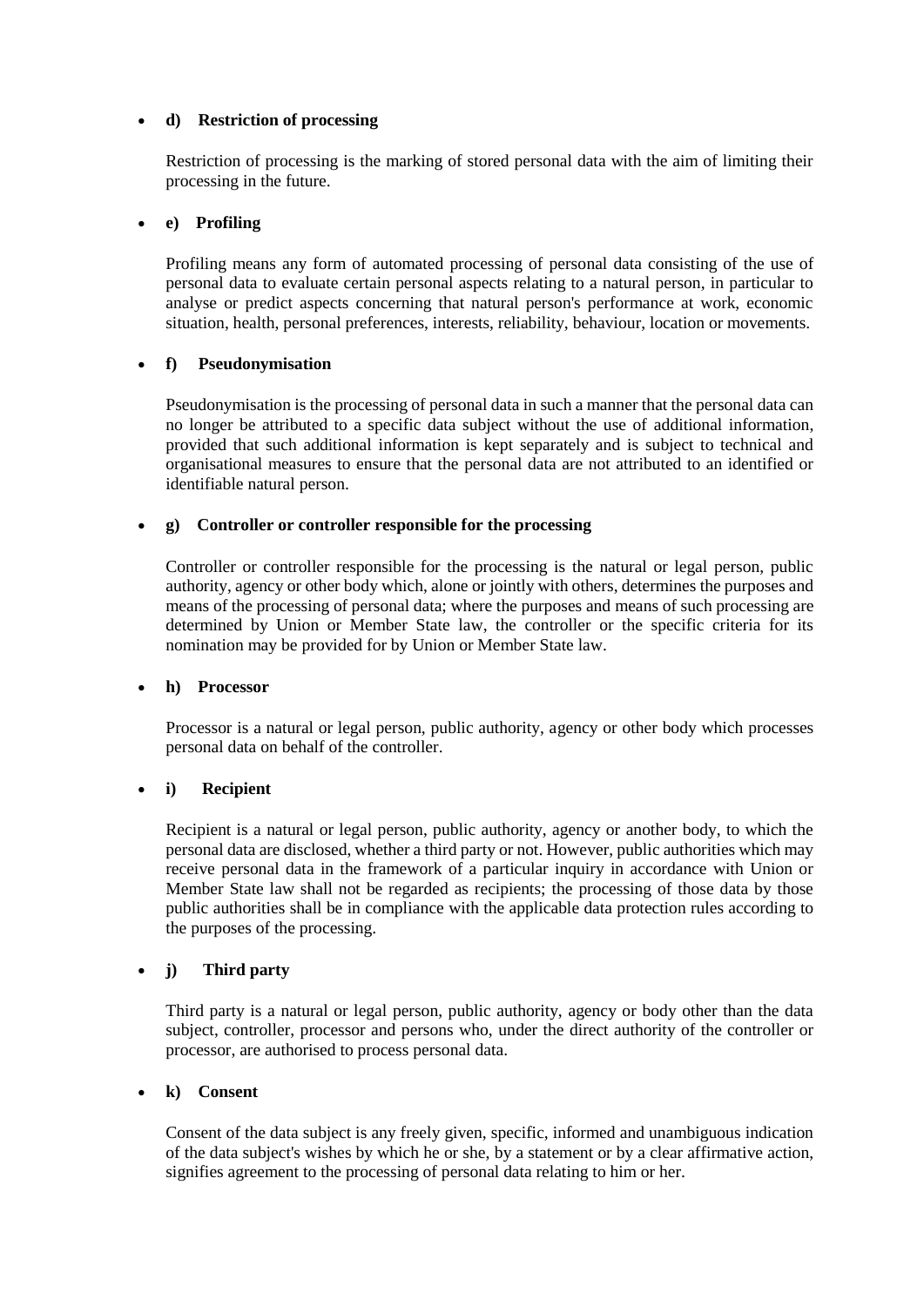- **d) Restriction of processing**

  Restriction of processing is the marking of stored personal data with the aim of limiting their processing in the future.

- **e) Profiling**

  Profiling means any form of automated processing of personal data consisting of the use of personal data to evaluate certain personal aspects relating to a natural person, in particular to analyse or predict aspects concerning that natural person's performance at work, economic situation, health, personal preferences, interests, reliability, behaviour, location or movements.

- **f) Pseudonymisation**

  Pseudonymisation is the processing of personal data in such a manner that the personal data can no longer be attributed to a specific data subject without the use of additional information, provided that such additional information is kept separately and is subject to technical and organisational measures to ensure that the personal data are not attributed to an identified or identifiable natural person.

- **g) Controller or controller responsible for the processing**

  Controller or controller responsible for the processing is the natural or legal person, public authority, agency or other body which, alone or jointly with others, determines the purposes and means of the processing of personal data; where the purposes and means of such processing are determined by Union or Member State law, the controller or the specific criteria for its nomination may be provided for by Union or Member State law.

- **h) Processor**

  Processor is a natural or legal person, public authority, agency or other body which processes personal data on behalf of the controller.

- **i) Recipient**

  Recipient is a natural or legal person, public authority, agency or another body, to which the personal data are disclosed, whether a third party or not. However, public authorities which may receive personal data in the framework of a particular inquiry in accordance with Union or Member State law shall not be regarded as recipients; the processing of those data by those public authorities shall be in compliance with the applicable data protection rules according to the purposes of the processing.

- **j) Third party**

  Third party is a natural or legal person, public authority, agency or body other than the data subject, controller, processor and persons who, under the direct authority of the controller or processor, are authorised to process personal data.

- **k) Consent**

  Consent of the data subject is any freely given, specific, informed and unambiguous indication of the data subject's wishes by which he or she, by a statement or by a clear affirmative action, signifies agreement to the processing of personal data relating to him or her.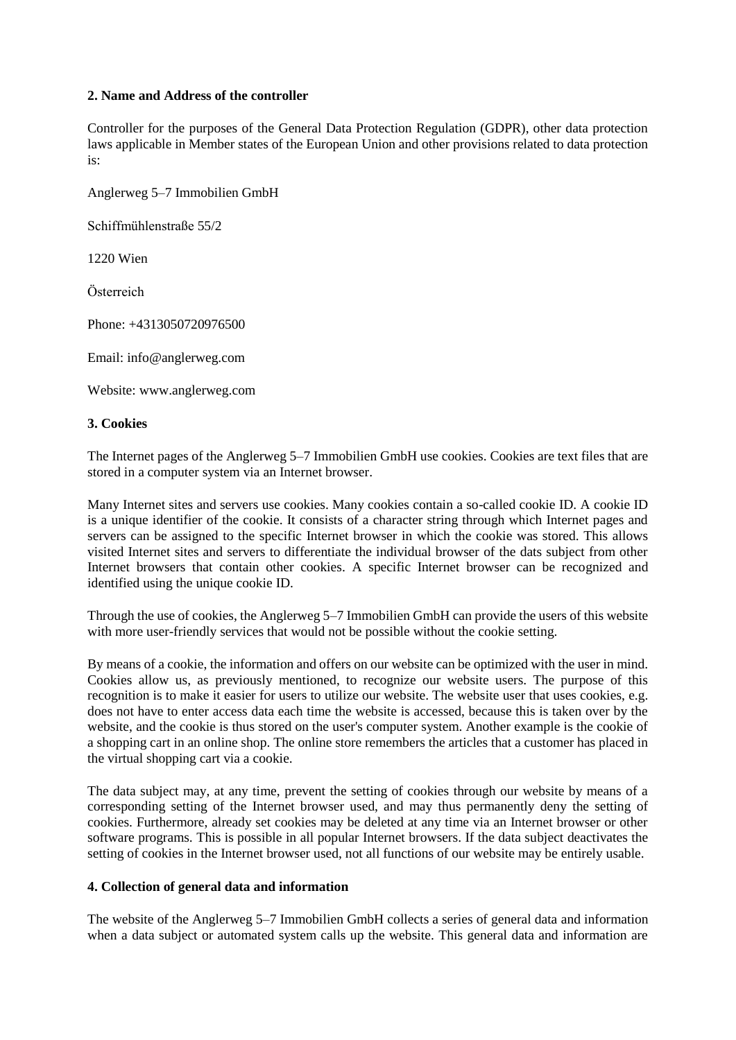## 2. Name and Address of the controller

Controller for the purposes of the General Data Protection Regulation (GDPR), other data protection laws applicable in Member states of the European Union and other provisions related to data protection is:

Anglerweg 5–7 Immobilien GmbH

Schiffmühlenstraße 55/2

1220 Wien

Österreich

Phone: +4313050720976500

Email: info@anglerweg.com

Website: www.anglerweg.com

## 3. Cookies

The Internet pages of the Anglerweg 5–7 Immobilien GmbH use cookies. Cookies are text files that are stored in a computer system via an Internet browser.

Many Internet sites and servers use cookies. Many cookies contain a so-called cookie ID. A cookie ID is a unique identifier of the cookie. It consists of a character string through which Internet pages and servers can be assigned to the specific Internet browser in which the cookie was stored. This allows visited Internet sites and servers to differentiate the individual browser of the dats subject from other Internet browsers that contain other cookies. A specific Internet browser can be recognized and identified using the unique cookie ID.

Through the use of cookies, the Anglerweg 5–7 Immobilien GmbH can provide the users of this website with more user-friendly services that would not be possible without the cookie setting.

By means of a cookie, the information and offers on our website can be optimized with the user in mind. Cookies allow us, as previously mentioned, to recognize our website users. The purpose of this recognition is to make it easier for users to utilize our website. The website user that uses cookies, e.g. does not have to enter access data each time the website is accessed, because this is taken over by the website, and the cookie is thus stored on the user's computer system. Another example is the cookie of a shopping cart in an online shop. The online store remembers the articles that a customer has placed in the virtual shopping cart via a cookie.

The data subject may, at any time, prevent the setting of cookies through our website by means of a corresponding setting of the Internet browser used, and may thus permanently deny the setting of cookies. Furthermore, already set cookies may be deleted at any time via an Internet browser or other software programs. This is possible in all popular Internet browsers. If the data subject deactivates the setting of cookies in the Internet browser used, not all functions of our website may be entirely usable.

## 4. Collection of general data and information

The website of the Anglerweg 5–7 Immobilien GmbH collects a series of general data and information when a data subject or automated system calls up the website. This general data and information are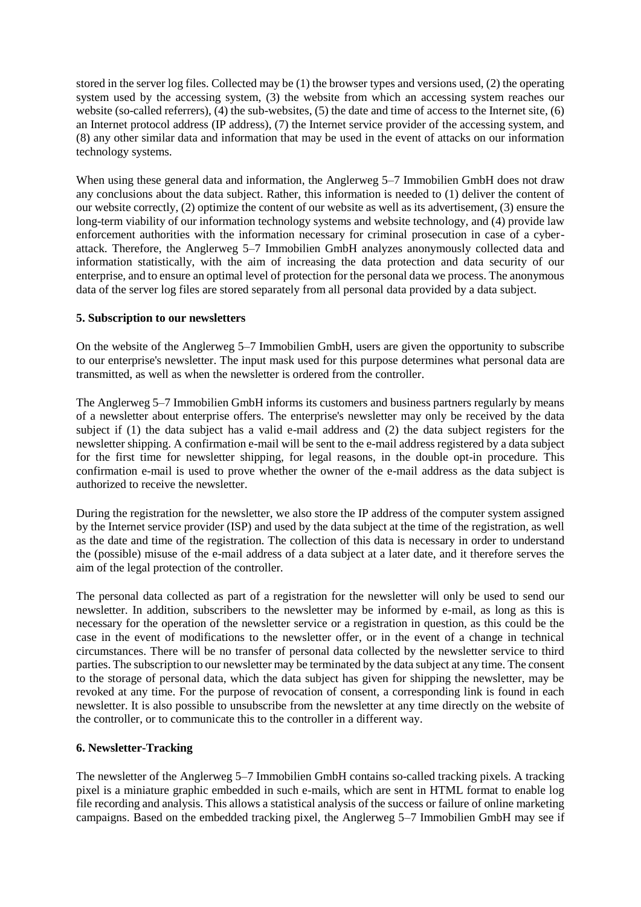stored in the server log files. Collected may be (1) the browser types and versions used, (2) the operating system used by the accessing system, (3) the website from which an accessing system reaches our website (so-called referrers), (4) the sub-websites, (5) the date and time of access to the Internet site, (6) an Internet protocol address (IP address), (7) the Internet service provider of the accessing system, and (8) any other similar data and information that may be used in the event of attacks on our information technology systems.

When using these general data and information, the Anglerweg 5–7 Immobilien GmbH does not draw any conclusions about the data subject. Rather, this information is needed to (1) deliver the content of our website correctly, (2) optimize the content of our website as well as its advertisement, (3) ensure the long-term viability of our information technology systems and website technology, and (4) provide law enforcement authorities with the information necessary for criminal prosecution in case of a cyber-attack. Therefore, the Anglerweg 5–7 Immobilien GmbH analyzes anonymously collected data and information statistically, with the aim of increasing the data protection and data security of our enterprise, and to ensure an optimal level of protection for the personal data we process. The anonymous data of the server log files are stored separately from all personal data provided by a data subject.

**5. Subscription to our newsletters**

On the website of the Anglerweg 5–7 Immobilien GmbH, users are given the opportunity to subscribe to our enterprise's newsletter. The input mask used for this purpose determines what personal data are transmitted, as well as when the newsletter is ordered from the controller.

The Anglerweg 5–7 Immobilien GmbH informs its customers and business partners regularly by means of a newsletter about enterprise offers. The enterprise's newsletter may only be received by the data subject if (1) the data subject has a valid e-mail address and (2) the data subject registers for the newsletter shipping. A confirmation e-mail will be sent to the e-mail address registered by a data subject for the first time for newsletter shipping, for legal reasons, in the double opt-in procedure. This confirmation e-mail is used to prove whether the owner of the e-mail address as the data subject is authorized to receive the newsletter.

During the registration for the newsletter, we also store the IP address of the computer system assigned by the Internet service provider (ISP) and used by the data subject at the time of the registration, as well as the date and time of the registration. The collection of this data is necessary in order to understand the (possible) misuse of the e-mail address of a data subject at a later date, and it therefore serves the aim of the legal protection of the controller.

The personal data collected as part of a registration for the newsletter will only be used to send our newsletter. In addition, subscribers to the newsletter may be informed by e-mail, as long as this is necessary for the operation of the newsletter service or a registration in question, as this could be the case in the event of modifications to the newsletter offer, or in the event of a change in technical circumstances. There will be no transfer of personal data collected by the newsletter service to third parties. The subscription to our newsletter may be terminated by the data subject at any time. The consent to the storage of personal data, which the data subject has given for shipping the newsletter, may be revoked at any time. For the purpose of revocation of consent, a corresponding link is found in each newsletter. It is also possible to unsubscribe from the newsletter at any time directly on the website of the controller, or to communicate this to the controller in a different way.

**6. Newsletter-Tracking**

The newsletter of the Anglerweg 5–7 Immobilien GmbH contains so-called tracking pixels. A tracking pixel is a miniature graphic embedded in such e-mails, which are sent in HTML format to enable log file recording and analysis. This allows a statistical analysis of the success or failure of online marketing campaigns. Based on the embedded tracking pixel, the Anglerweg 5–7 Immobilien GmbH may see if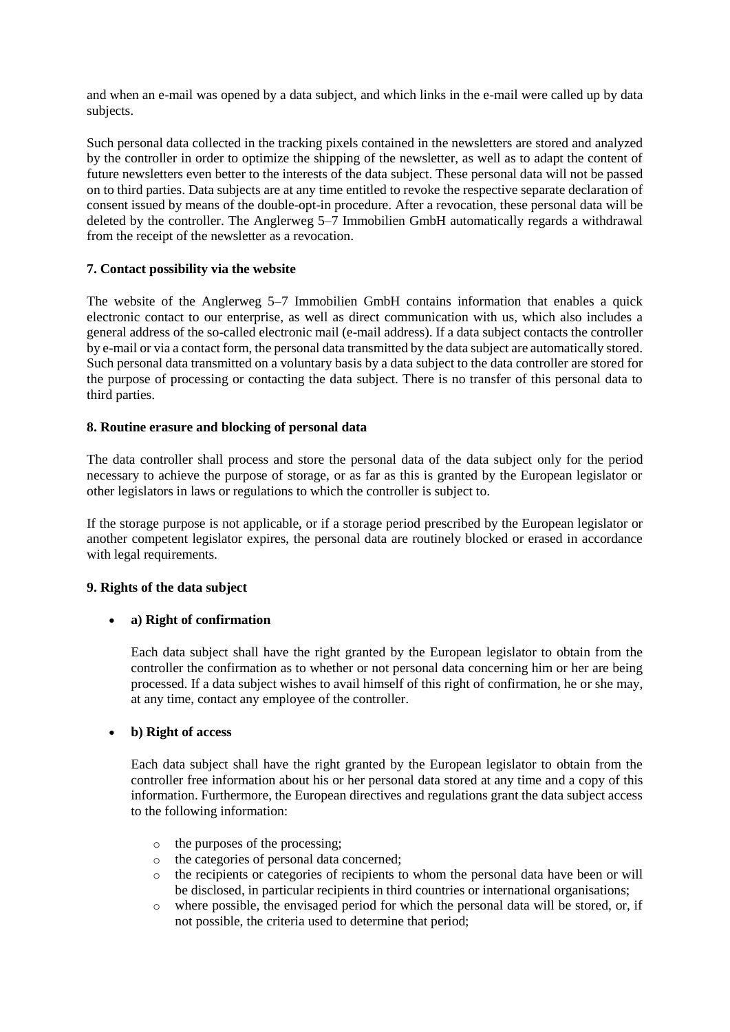and when an e-mail was opened by a data subject, and which links in the e-mail were called up by data subjects.

Such personal data collected in the tracking pixels contained in the newsletters are stored and analyzed by the controller in order to optimize the shipping of the newsletter, as well as to adapt the content of future newsletters even better to the interests of the data subject. These personal data will not be passed on to third parties. Data subjects are at any time entitled to revoke the respective separate declaration of consent issued by means of the double-opt-in procedure. After a revocation, these personal data will be deleted by the controller. The Anglerweg 5–7 Immobilien GmbH automatically regards a withdrawal from the receipt of the newsletter as a revocation.

**7. Contact possibility via the website**

The website of the Anglerweg 5–7 Immobilien GmbH contains information that enables a quick electronic contact to our enterprise, as well as direct communication with us, which also includes a general address of the so-called electronic mail (e-mail address). If a data subject contacts the controller by e-mail or via a contact form, the personal data transmitted by the data subject are automatically stored. Such personal data transmitted on a voluntary basis by a data subject to the data controller are stored for the purpose of processing or contacting the data subject. There is no transfer of this personal data to third parties.

**8. Routine erasure and blocking of personal data**

The data controller shall process and store the personal data of the data subject only for the period necessary to achieve the purpose of storage, or as far as this is granted by the European legislator or other legislators in laws or regulations to which the controller is subject to.

If the storage purpose is not applicable, or if a storage period prescribed by the European legislator or another competent legislator expires, the personal data are routinely blocked or erased in accordance with legal requirements.

**9. Rights of the data subject**

- **a) Right of confirmation**

  Each data subject shall have the right granted by the European legislator to obtain from the controller the confirmation as to whether or not personal data concerning him or her are being processed. If a data subject wishes to avail himself of this right of confirmation, he or she may, at any time, contact any employee of the controller.

- **b) Right of access**

  Each data subject shall have the right granted by the European legislator to obtain from the controller free information about his or her personal data stored at any time and a copy of this information. Furthermore, the European directives and regulations grant the data subject access to the following information:

  - the purposes of the processing;
  - the categories of personal data concerned;
  - the recipients or categories of recipients to whom the personal data have been or will be disclosed, in particular recipients in third countries or international organisations;
  - where possible, the envisaged period for which the personal data will be stored, or, if not possible, the criteria used to determine that period;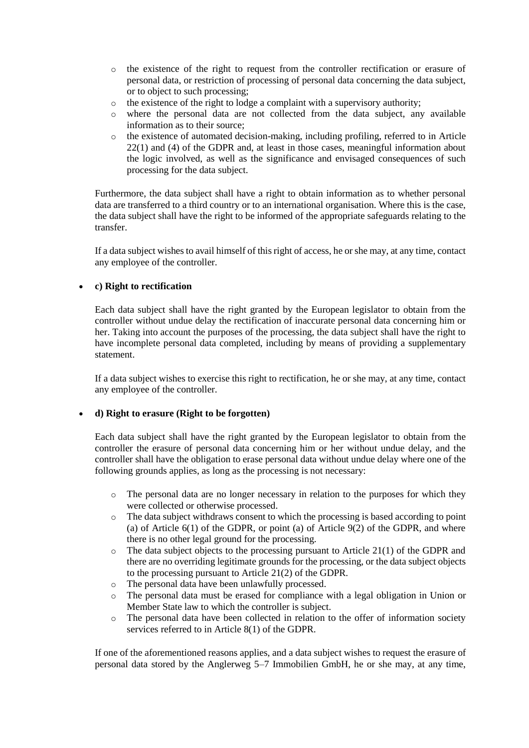- the existence of the right to request from the controller rectification or erasure of personal data, or restriction of processing of personal data concerning the data subject, or to object to such processing;
- the existence of the right to lodge a complaint with a supervisory authority;
- where the personal data are not collected from the data subject, any available information as to their source;
- the existence of automated decision-making, including profiling, referred to in Article 22(1) and (4) of the GDPR and, at least in those cases, meaningful information about the logic involved, as well as the significance and envisaged consequences of such processing for the data subject.

Furthermore, the data subject shall have a right to obtain information as to whether personal data are transferred to a third country or to an international organisation. Where this is the case, the data subject shall have the right to be informed of the appropriate safeguards relating to the transfer.

If a data subject wishes to avail himself of this right of access, he or she may, at any time, contact any employee of the controller.

- **c) Right to rectification**

  Each data subject shall have the right granted by the European legislator to obtain from the controller without undue delay the rectification of inaccurate personal data concerning him or her. Taking into account the purposes of the processing, the data subject shall have the right to have incomplete personal data completed, including by means of providing a supplementary statement.

  If a data subject wishes to exercise this right to rectification, he or she may, at any time, contact any employee of the controller.

- **d) Right to erasure (Right to be forgotten)**

  Each data subject shall have the right granted by the European legislator to obtain from the controller the erasure of personal data concerning him or her without undue delay, and the controller shall have the obligation to erase personal data without undue delay where one of the following grounds applies, as long as the processing is not necessary:

  - The personal data are no longer necessary in relation to the purposes for which they were collected or otherwise processed.
  - The data subject withdraws consent to which the processing is based according to point (a) of Article 6(1) of the GDPR, or point (a) of Article 9(2) of the GDPR, and where there is no other legal ground for the processing.
  - The data subject objects to the processing pursuant to Article 21(1) of the GDPR and there are no overriding legitimate grounds for the processing, or the data subject objects to the processing pursuant to Article 21(2) of the GDPR.
  - The personal data have been unlawfully processed.
  - The personal data must be erased for compliance with a legal obligation in Union or Member State law to which the controller is subject.
  - The personal data have been collected in relation to the offer of information society services referred to in Article 8(1) of the GDPR.

  If one of the aforementioned reasons applies, and a data subject wishes to request the erasure of personal data stored by the Anglerweg 5–7 Immobilien GmbH, he or she may, at any time,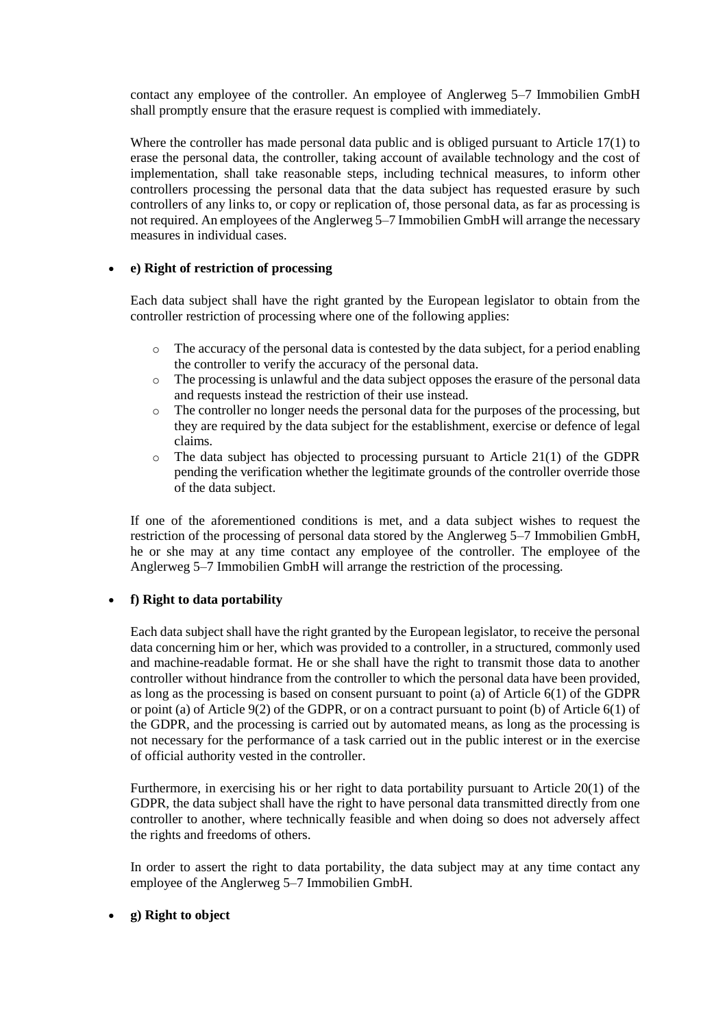contact any employee of the controller. An employee of Anglerweg 5–7 Immobilien GmbH shall promptly ensure that the erasure request is complied with immediately.

Where the controller has made personal data public and is obliged pursuant to Article 17(1) to erase the personal data, the controller, taking account of available technology and the cost of implementation, shall take reasonable steps, including technical measures, to inform other controllers processing the personal data that the data subject has requested erasure by such controllers of any links to, or copy or replication of, those personal data, as far as processing is not required. An employees of the Anglerweg 5–7 Immobilien GmbH will arrange the necessary measures in individual cases.

- **e) Right of restriction of processing**

  Each data subject shall have the right granted by the European legislator to obtain from the controller restriction of processing where one of the following applies:

  - The accuracy of the personal data is contested by the data subject, for a period enabling the controller to verify the accuracy of the personal data.
  - The processing is unlawful and the data subject opposes the erasure of the personal data and requests instead the restriction of their use instead.
  - The controller no longer needs the personal data for the purposes of the processing, but they are required by the data subject for the establishment, exercise or defence of legal claims.
  - The data subject has objected to processing pursuant to Article 21(1) of the GDPR pending the verification whether the legitimate grounds of the controller override those of the data subject.

  If one of the aforementioned conditions is met, and a data subject wishes to request the restriction of the processing of personal data stored by the Anglerweg 5–7 Immobilien GmbH, he or she may at any time contact any employee of the controller. The employee of the Anglerweg 5–7 Immobilien GmbH will arrange the restriction of the processing.

- **f) Right to data portability**

  Each data subject shall have the right granted by the European legislator, to receive the personal data concerning him or her, which was provided to a controller, in a structured, commonly used and machine-readable format. He or she shall have the right to transmit those data to another controller without hindrance from the controller to which the personal data have been provided, as long as the processing is based on consent pursuant to point (a) of Article 6(1) of the GDPR or point (a) of Article 9(2) of the GDPR, or on a contract pursuant to point (b) of Article 6(1) of the GDPR, and the processing is carried out by automated means, as long as the processing is not necessary for the performance of a task carried out in the public interest or in the exercise of official authority vested in the controller.

  Furthermore, in exercising his or her right to data portability pursuant to Article 20(1) of the GDPR, the data subject shall have the right to have personal data transmitted directly from one controller to another, where technically feasible and when doing so does not adversely affect the rights and freedoms of others.

  In order to assert the right to data portability, the data subject may at any time contact any employee of the Anglerweg 5–7 Immobilien GmbH.

- **g) Right to object**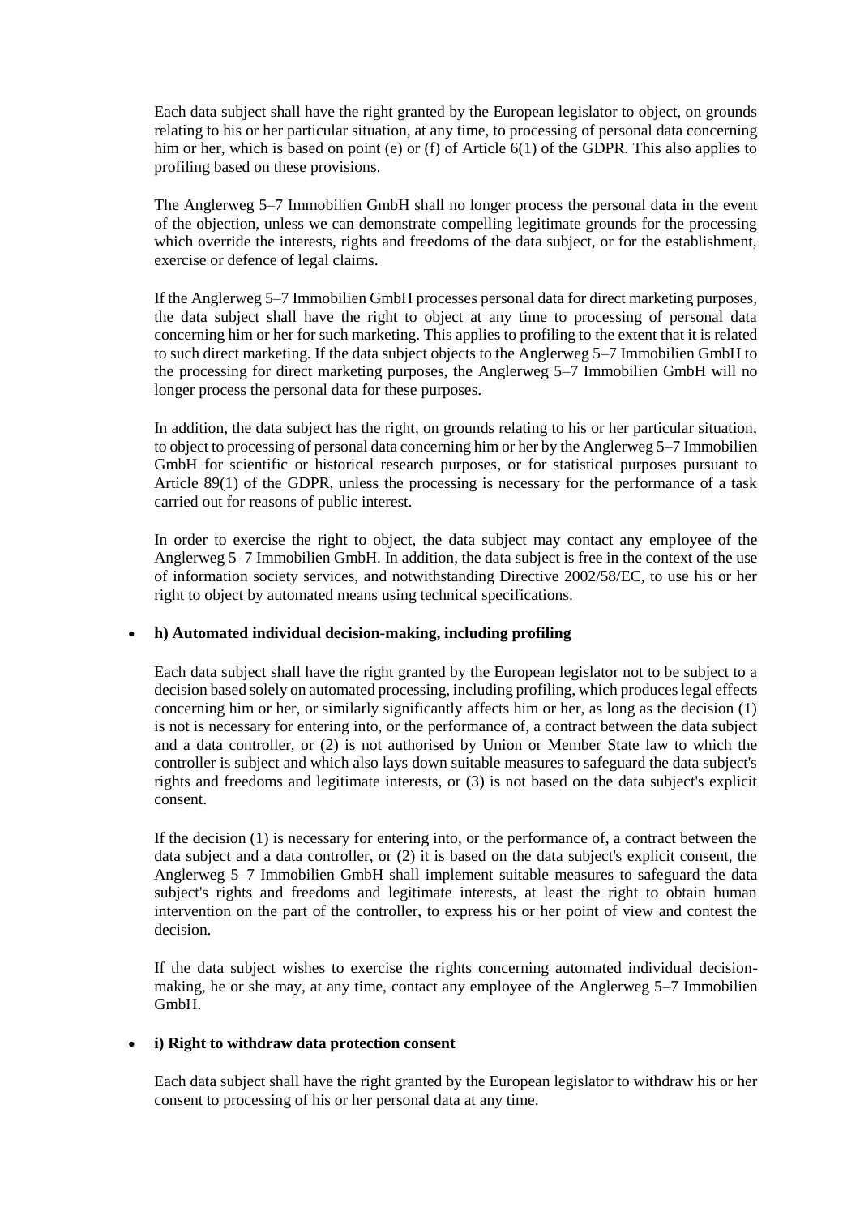Each data subject shall have the right granted by the European legislator to object, on grounds relating to his or her particular situation, at any time, to processing of personal data concerning him or her, which is based on point (e) or (f) of Article 6(1) of the GDPR. This also applies to profiling based on these provisions.

The Anglerweg 5–7 Immobilien GmbH shall no longer process the personal data in the event of the objection, unless we can demonstrate compelling legitimate grounds for the processing which override the interests, rights and freedoms of the data subject, or for the establishment, exercise or defence of legal claims.

If the Anglerweg 5–7 Immobilien GmbH processes personal data for direct marketing purposes, the data subject shall have the right to object at any time to processing of personal data concerning him or her for such marketing. This applies to profiling to the extent that it is related to such direct marketing. If the data subject objects to the Anglerweg 5–7 Immobilien GmbH to the processing for direct marketing purposes, the Anglerweg 5–7 Immobilien GmbH will no longer process the personal data for these purposes.

In addition, the data subject has the right, on grounds relating to his or her particular situation, to object to processing of personal data concerning him or her by the Anglerweg 5–7 Immobilien GmbH for scientific or historical research purposes, or for statistical purposes pursuant to Article 89(1) of the GDPR, unless the processing is necessary for the performance of a task carried out for reasons of public interest.

In order to exercise the right to object, the data subject may contact any employee of the Anglerweg 5–7 Immobilien GmbH. In addition, the data subject is free in the context of the use of information society services, and notwithstanding Directive 2002/58/EC, to use his or her right to object by automated means using technical specifications.

- **h) Automated individual decision-making, including profiling**

  Each data subject shall have the right granted by the European legislator not to be subject to a decision based solely on automated processing, including profiling, which produces legal effects concerning him or her, or similarly significantly affects him or her, as long as the decision (1) is not is necessary for entering into, or the performance of, a contract between the data subject and a data controller, or (2) is not authorised by Union or Member State law to which the controller is subject and which also lays down suitable measures to safeguard the data subject's rights and freedoms and legitimate interests, or (3) is not based on the data subject's explicit consent.

  If the decision (1) is necessary for entering into, or the performance of, a contract between the data subject and a data controller, or (2) it is based on the data subject's explicit consent, the Anglerweg 5–7 Immobilien GmbH shall implement suitable measures to safeguard the data subject's rights and freedoms and legitimate interests, at least the right to obtain human intervention on the part of the controller, to express his or her point of view and contest the decision.

  If the data subject wishes to exercise the rights concerning automated individual decision-making, he or she may, at any time, contact any employee of the Anglerweg 5–7 Immobilien GmbH.

- **i) Right to withdraw data protection consent**

  Each data subject shall have the right granted by the European legislator to withdraw his or her consent to processing of his or her personal data at any time.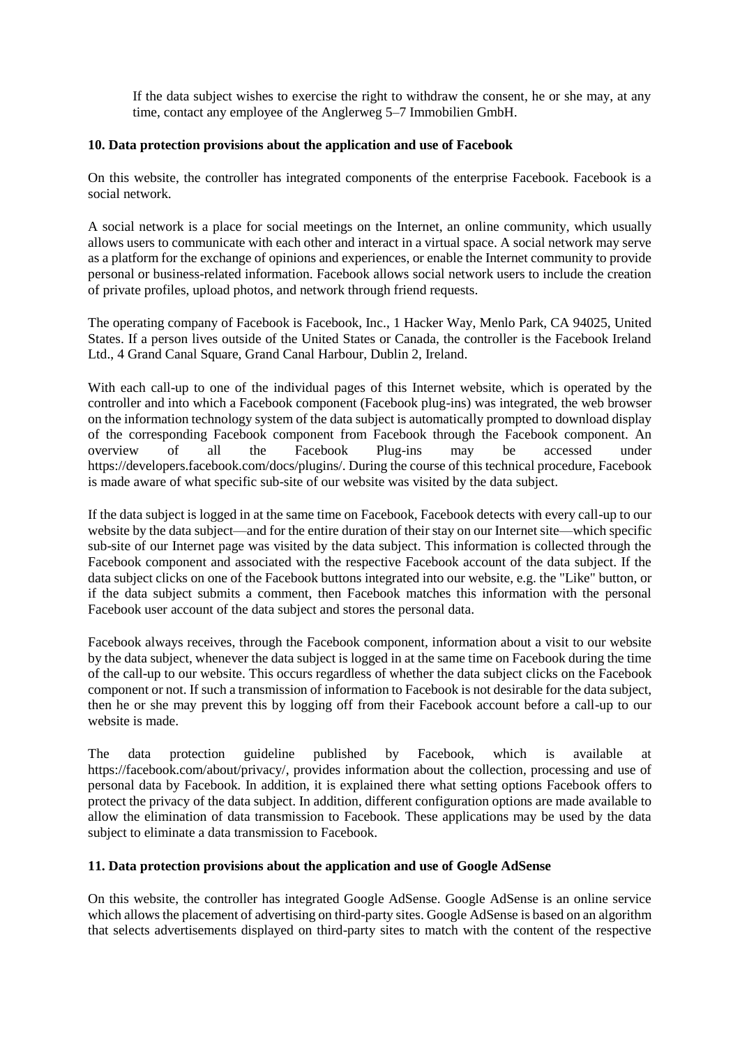If the data subject wishes to exercise the right to withdraw the consent, he or she may, at any time, contact any employee of the Anglerweg 5–7 Immobilien GmbH.

### 10. Data protection provisions about the application and use of Facebook

On this website, the controller has integrated components of the enterprise Facebook. Facebook is a social network.

A social network is a place for social meetings on the Internet, an online community, which usually allows users to communicate with each other and interact in a virtual space. A social network may serve as a platform for the exchange of opinions and experiences, or enable the Internet community to provide personal or business-related information. Facebook allows social network users to include the creation of private profiles, upload photos, and network through friend requests.

The operating company of Facebook is Facebook, Inc., 1 Hacker Way, Menlo Park, CA 94025, United States. If a person lives outside of the United States or Canada, the controller is the Facebook Ireland Ltd., 4 Grand Canal Square, Grand Canal Harbour, Dublin 2, Ireland.

With each call-up to one of the individual pages of this Internet website, which is operated by the controller and into which a Facebook component (Facebook plug-ins) was integrated, the web browser on the information technology system of the data subject is automatically prompted to download display of the corresponding Facebook component from Facebook through the Facebook component. An overview of all the Facebook Plug-ins may be accessed under https://developers.facebook.com/docs/plugins/. During the course of this technical procedure, Facebook is made aware of what specific sub-site of our website was visited by the data subject.

If the data subject is logged in at the same time on Facebook, Facebook detects with every call-up to our website by the data subject—and for the entire duration of their stay on our Internet site—which specific sub-site of our Internet page was visited by the data subject. This information is collected through the Facebook component and associated with the respective Facebook account of the data subject. If the data subject clicks on one of the Facebook buttons integrated into our website, e.g. the "Like" button, or if the data subject submits a comment, then Facebook matches this information with the personal Facebook user account of the data subject and stores the personal data.

Facebook always receives, through the Facebook component, information about a visit to our website by the data subject, whenever the data subject is logged in at the same time on Facebook during the time of the call-up to our website. This occurs regardless of whether the data subject clicks on the Facebook component or not. If such a transmission of information to Facebook is not desirable for the data subject, then he or she may prevent this by logging off from their Facebook account before a call-up to our website is made.

The data protection guideline published by Facebook, which is available at https://facebook.com/about/privacy/, provides information about the collection, processing and use of personal data by Facebook. In addition, it is explained there what setting options Facebook offers to protect the privacy of the data subject. In addition, different configuration options are made available to allow the elimination of data transmission to Facebook. These applications may be used by the data subject to eliminate a data transmission to Facebook.

### 11. Data protection provisions about the application and use of Google AdSense

On this website, the controller has integrated Google AdSense. Google AdSense is an online service which allows the placement of advertising on third-party sites. Google AdSense is based on an algorithm that selects advertisements displayed on third-party sites to match with the content of the respective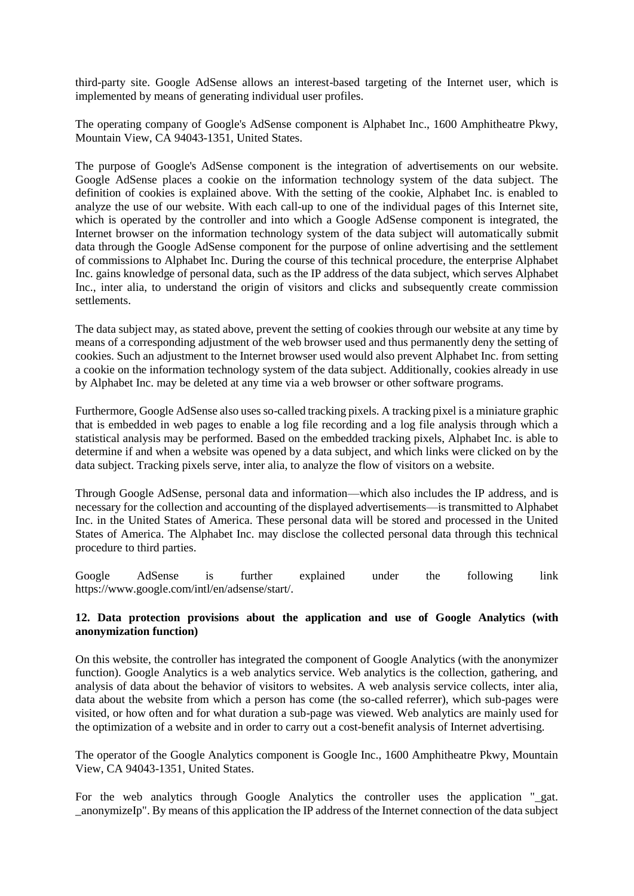third-party site. Google AdSense allows an interest-based targeting of the Internet user, which is implemented by means of generating individual user profiles.

The operating company of Google's AdSense component is Alphabet Inc., 1600 Amphitheatre Pkwy, Mountain View, CA 94043-1351, United States.

The purpose of Google's AdSense component is the integration of advertisements on our website. Google AdSense places a cookie on the information technology system of the data subject. The definition of cookies is explained above. With the setting of the cookie, Alphabet Inc. is enabled to analyze the use of our website. With each call-up to one of the individual pages of this Internet site, which is operated by the controller and into which a Google AdSense component is integrated, the Internet browser on the information technology system of the data subject will automatically submit data through the Google AdSense component for the purpose of online advertising and the settlement of commissions to Alphabet Inc. During the course of this technical procedure, the enterprise Alphabet Inc. gains knowledge of personal data, such as the IP address of the data subject, which serves Alphabet Inc., inter alia, to understand the origin of visitors and clicks and subsequently create commission settlements.

The data subject may, as stated above, prevent the setting of cookies through our website at any time by means of a corresponding adjustment of the web browser used and thus permanently deny the setting of cookies. Such an adjustment to the Internet browser used would also prevent Alphabet Inc. from setting a cookie on the information technology system of the data subject. Additionally, cookies already in use by Alphabet Inc. may be deleted at any time via a web browser or other software programs.

Furthermore, Google AdSense also uses so-called tracking pixels. A tracking pixel is a miniature graphic that is embedded in web pages to enable a log file recording and a log file analysis through which a statistical analysis may be performed. Based on the embedded tracking pixels, Alphabet Inc. is able to determine if and when a website was opened by a data subject, and which links were clicked on by the data subject. Tracking pixels serve, inter alia, to analyze the flow of visitors on a website.

Through Google AdSense, personal data and information—which also includes the IP address, and is necessary for the collection and accounting of the displayed advertisements—is transmitted to Alphabet Inc. in the United States of America. These personal data will be stored and processed in the United States of America. The Alphabet Inc. may disclose the collected personal data through this technical procedure to third parties.

Google AdSense is further explained under the following link https://www.google.com/intl/en/adsense/start/.

**12. Data protection provisions about the application and use of Google Analytics (with anonymization function)**

On this website, the controller has integrated the component of Google Analytics (with the anonymizer function). Google Analytics is a web analytics service. Web analytics is the collection, gathering, and analysis of data about the behavior of visitors to websites. A web analysis service collects, inter alia, data about the website from which a person has come (the so-called referrer), which sub-pages were visited, or how often and for what duration a sub-page was viewed. Web analytics are mainly used for the optimization of a website and in order to carry out a cost-benefit analysis of Internet advertising.

The operator of the Google Analytics component is Google Inc., 1600 Amphitheatre Pkwy, Mountain View, CA 94043-1351, United States.

For the web analytics through Google Analytics the controller uses the application "_gat. _anonymizeIp". By means of this application the IP address of the Internet connection of the data subject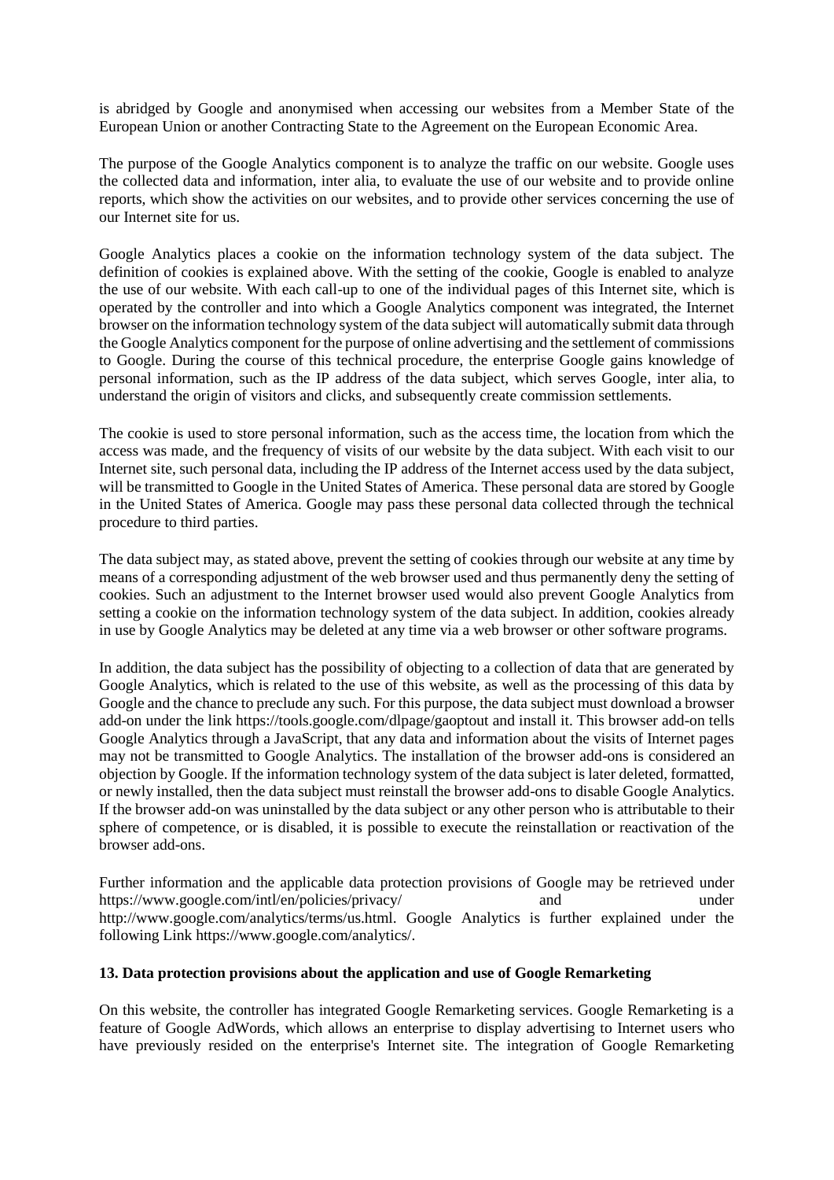is abridged by Google and anonymised when accessing our websites from a Member State of the European Union or another Contracting State to the Agreement on the European Economic Area.

The purpose of the Google Analytics component is to analyze the traffic on our website. Google uses the collected data and information, inter alia, to evaluate the use of our website and to provide online reports, which show the activities on our websites, and to provide other services concerning the use of our Internet site for us.

Google Analytics places a cookie on the information technology system of the data subject. The definition of cookies is explained above. With the setting of the cookie, Google is enabled to analyze the use of our website. With each call-up to one of the individual pages of this Internet site, which is operated by the controller and into which a Google Analytics component was integrated, the Internet browser on the information technology system of the data subject will automatically submit data through the Google Analytics component for the purpose of online advertising and the settlement of commissions to Google. During the course of this technical procedure, the enterprise Google gains knowledge of personal information, such as the IP address of the data subject, which serves Google, inter alia, to understand the origin of visitors and clicks, and subsequently create commission settlements.

The cookie is used to store personal information, such as the access time, the location from which the access was made, and the frequency of visits of our website by the data subject. With each visit to our Internet site, such personal data, including the IP address of the Internet access used by the data subject, will be transmitted to Google in the United States of America. These personal data are stored by Google in the United States of America. Google may pass these personal data collected through the technical procedure to third parties.

The data subject may, as stated above, prevent the setting of cookies through our website at any time by means of a corresponding adjustment of the web browser used and thus permanently deny the setting of cookies. Such an adjustment to the Internet browser used would also prevent Google Analytics from setting a cookie on the information technology system of the data subject. In addition, cookies already in use by Google Analytics may be deleted at any time via a web browser or other software programs.

In addition, the data subject has the possibility of objecting to a collection of data that are generated by Google Analytics, which is related to the use of this website, as well as the processing of this data by Google and the chance to preclude any such. For this purpose, the data subject must download a browser add-on under the link https://tools.google.com/dlpage/gaoptout and install it. This browser add-on tells Google Analytics through a JavaScript, that any data and information about the visits of Internet pages may not be transmitted to Google Analytics. The installation of the browser add-ons is considered an objection by Google. If the information technology system of the data subject is later deleted, formatted, or newly installed, then the data subject must reinstall the browser add-ons to disable Google Analytics. If the browser add-on was uninstalled by the data subject or any other person who is attributable to their sphere of competence, or is disabled, it is possible to execute the reinstallation or reactivation of the browser add-ons.

Further information and the applicable data protection provisions of Google may be retrieved under https://www.google.com/intl/en/policies/privacy/ and under http://www.google.com/analytics/terms/us.html. Google Analytics is further explained under the following Link https://www.google.com/analytics/.

### 13. Data protection provisions about the application and use of Google Remarketing

On this website, the controller has integrated Google Remarketing services. Google Remarketing is a feature of Google AdWords, which allows an enterprise to display advertising to Internet users who have previously resided on the enterprise's Internet site. The integration of Google Remarketing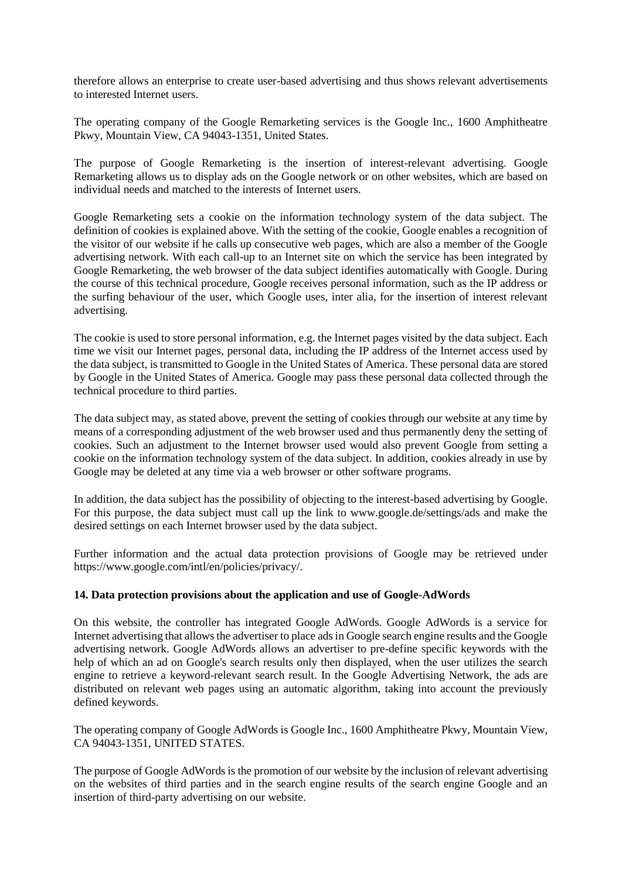therefore allows an enterprise to create user-based advertising and thus shows relevant advertisements to interested Internet users.

The operating company of the Google Remarketing services is the Google Inc., 1600 Amphitheatre Pkwy, Mountain View, CA 94043-1351, United States.

The purpose of Google Remarketing is the insertion of interest-relevant advertising. Google Remarketing allows us to display ads on the Google network or on other websites, which are based on individual needs and matched to the interests of Internet users.

Google Remarketing sets a cookie on the information technology system of the data subject. The definition of cookies is explained above. With the setting of the cookie, Google enables a recognition of the visitor of our website if he calls up consecutive web pages, which are also a member of the Google advertising network. With each call-up to an Internet site on which the service has been integrated by Google Remarketing, the web browser of the data subject identifies automatically with Google. During the course of this technical procedure, Google receives personal information, such as the IP address or the surfing behaviour of the user, which Google uses, inter alia, for the insertion of interest relevant advertising.

The cookie is used to store personal information, e.g. the Internet pages visited by the data subject. Each time we visit our Internet pages, personal data, including the IP address of the Internet access used by the data subject, is transmitted to Google in the United States of America. These personal data are stored by Google in the United States of America. Google may pass these personal data collected through the technical procedure to third parties.

The data subject may, as stated above, prevent the setting of cookies through our website at any time by means of a corresponding adjustment of the web browser used and thus permanently deny the setting of cookies. Such an adjustment to the Internet browser used would also prevent Google from setting a cookie on the information technology system of the data subject. In addition, cookies already in use by Google may be deleted at any time via a web browser or other software programs.

In addition, the data subject has the possibility of objecting to the interest-based advertising by Google. For this purpose, the data subject must call up the link to www.google.de/settings/ads and make the desired settings on each Internet browser used by the data subject.

Further information and the actual data protection provisions of Google may be retrieved under https://www.google.com/intl/en/policies/privacy/.

### 14. Data protection provisions about the application and use of Google-AdWords

On this website, the controller has integrated Google AdWords. Google AdWords is a service for Internet advertising that allows the advertiser to place ads in Google search engine results and the Google advertising network. Google AdWords allows an advertiser to pre-define specific keywords with the help of which an ad on Google's search results only then displayed, when the user utilizes the search engine to retrieve a keyword-relevant search result. In the Google Advertising Network, the ads are distributed on relevant web pages using an automatic algorithm, taking into account the previously defined keywords.

The operating company of Google AdWords is Google Inc., 1600 Amphitheatre Pkwy, Mountain View, CA 94043-1351, UNITED STATES.

The purpose of Google AdWords is the promotion of our website by the inclusion of relevant advertising on the websites of third parties and in the search engine results of the search engine Google and an insertion of third-party advertising on our website.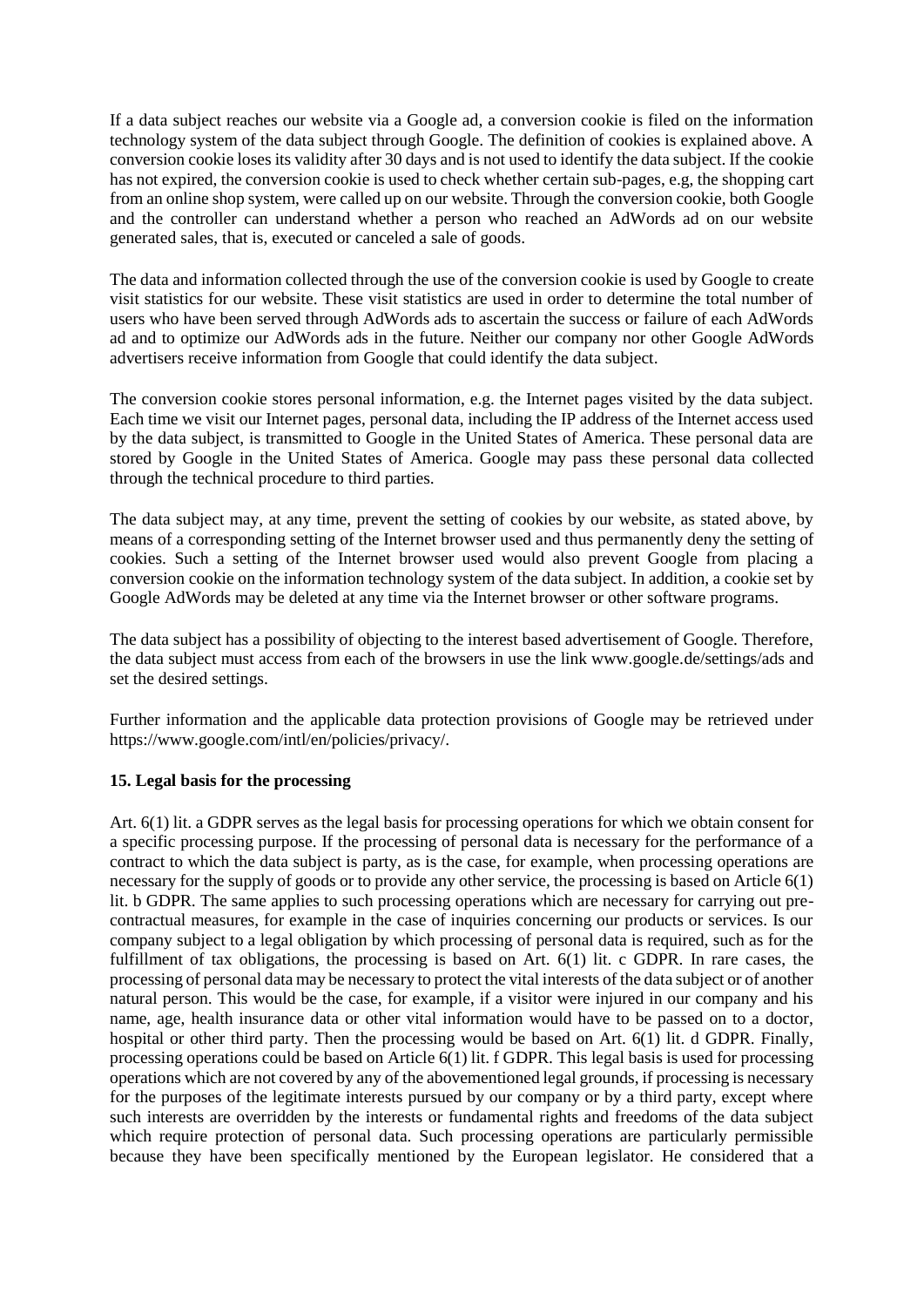If a data subject reaches our website via a Google ad, a conversion cookie is filed on the information technology system of the data subject through Google. The definition of cookies is explained above. A conversion cookie loses its validity after 30 days and is not used to identify the data subject. If the cookie has not expired, the conversion cookie is used to check whether certain sub-pages, e.g, the shopping cart from an online shop system, were called up on our website. Through the conversion cookie, both Google and the controller can understand whether a person who reached an AdWords ad on our website generated sales, that is, executed or canceled a sale of goods.

The data and information collected through the use of the conversion cookie is used by Google to create visit statistics for our website. These visit statistics are used in order to determine the total number of users who have been served through AdWords ads to ascertain the success or failure of each AdWords ad and to optimize our AdWords ads in the future. Neither our company nor other Google AdWords advertisers receive information from Google that could identify the data subject.

The conversion cookie stores personal information, e.g. the Internet pages visited by the data subject. Each time we visit our Internet pages, personal data, including the IP address of the Internet access used by the data subject, is transmitted to Google in the United States of America. These personal data are stored by Google in the United States of America. Google may pass these personal data collected through the technical procedure to third parties.

The data subject may, at any time, prevent the setting of cookies by our website, as stated above, by means of a corresponding setting of the Internet browser used and thus permanently deny the setting of cookies. Such a setting of the Internet browser used would also prevent Google from placing a conversion cookie on the information technology system of the data subject. In addition, a cookie set by Google AdWords may be deleted at any time via the Internet browser or other software programs.

The data subject has a possibility of objecting to the interest based advertisement of Google. Therefore, the data subject must access from each of the browsers in use the link www.google.de/settings/ads and set the desired settings.

Further information and the applicable data protection provisions of Google may be retrieved under https://www.google.com/intl/en/policies/privacy/.

## 15. Legal basis for the processing

Art. 6(1) lit. a GDPR serves as the legal basis for processing operations for which we obtain consent for a specific processing purpose. If the processing of personal data is necessary for the performance of a contract to which the data subject is party, as is the case, for example, when processing operations are necessary for the supply of goods or to provide any other service, the processing is based on Article 6(1) lit. b GDPR. The same applies to such processing operations which are necessary for carrying out pre-contractual measures, for example in the case of inquiries concerning our products or services. Is our company subject to a legal obligation by which processing of personal data is required, such as for the fulfillment of tax obligations, the processing is based on Art. 6(1) lit. c GDPR. In rare cases, the processing of personal data may be necessary to protect the vital interests of the data subject or of another natural person. This would be the case, for example, if a visitor were injured in our company and his name, age, health insurance data or other vital information would have to be passed on to a doctor, hospital or other third party. Then the processing would be based on Art. 6(1) lit. d GDPR. Finally, processing operations could be based on Article 6(1) lit. f GDPR. This legal basis is used for processing operations which are not covered by any of the abovementioned legal grounds, if processing is necessary for the purposes of the legitimate interests pursued by our company or by a third party, except where such interests are overridden by the interests or fundamental rights and freedoms of the data subject which require protection of personal data. Such processing operations are particularly permissible because they have been specifically mentioned by the European legislator. He considered that a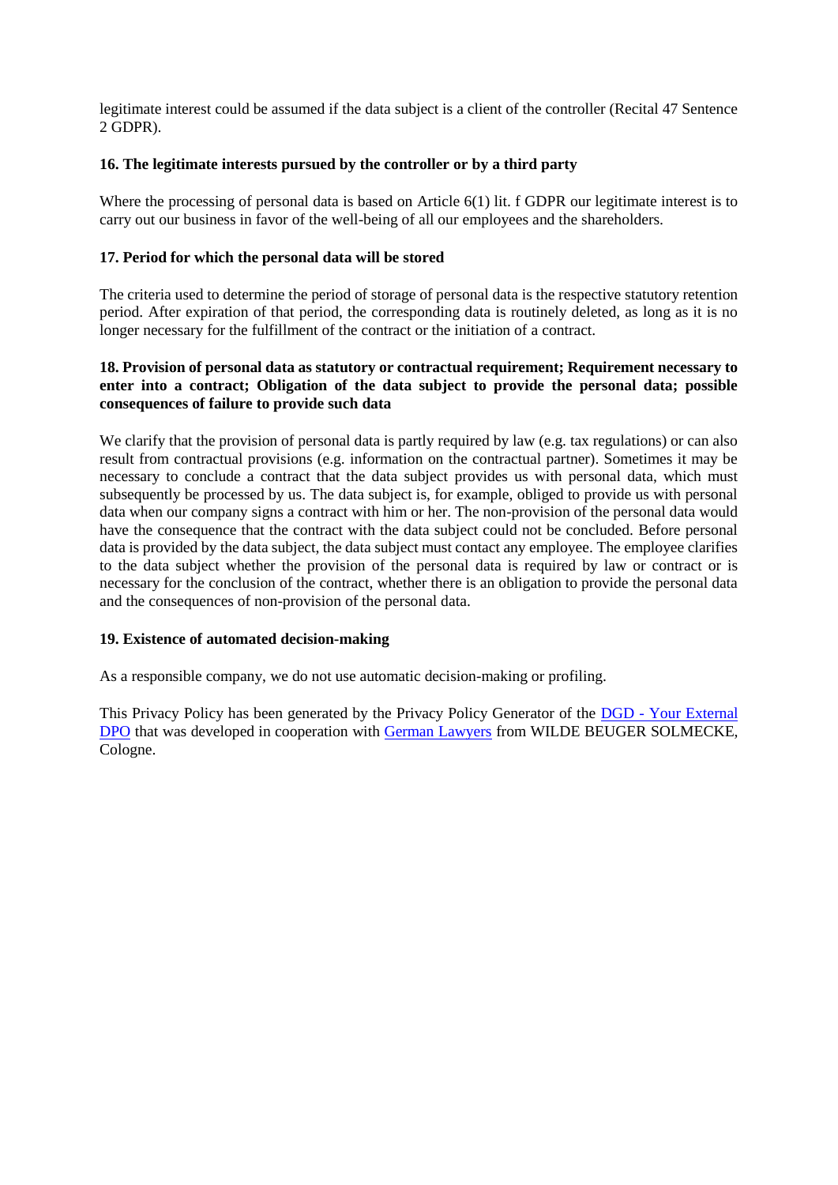legitimate interest could be assumed if the data subject is a client of the controller (Recital 47 Sentence 2 GDPR).

**16. The legitimate interests pursued by the controller or by a third party**

Where the processing of personal data is based on Article 6(1) lit. f GDPR our legitimate interest is to carry out our business in favor of the well-being of all our employees and the shareholders.

**17. Period for which the personal data will be stored**

The criteria used to determine the period of storage of personal data is the respective statutory retention period. After expiration of that period, the corresponding data is routinely deleted, as long as it is no longer necessary for the fulfillment of the contract or the initiation of a contract.

**18. Provision of personal data as statutory or contractual requirement; Requirement necessary to enter into a contract; Obligation of the data subject to provide the personal data; possible consequences of failure to provide such data**

We clarify that the provision of personal data is partly required by law (e.g. tax regulations) or can also result from contractual provisions (e.g. information on the contractual partner). Sometimes it may be necessary to conclude a contract that the data subject provides us with personal data, which must subsequently be processed by us. The data subject is, for example, obliged to provide us with personal data when our company signs a contract with him or her. The non-provision of the personal data would have the consequence that the contract with the data subject could not be concluded. Before personal data is provided by the data subject, the data subject must contact any employee. The employee clarifies to the data subject whether the provision of the personal data is required by law or contract or is necessary for the conclusion of the contract, whether there is an obligation to provide the personal data and the consequences of non-provision of the personal data.

**19. Existence of automated decision-making**

As a responsible company, we do not use automatic decision-making or profiling.

This Privacy Policy has been generated by the Privacy Policy Generator of the DGD - Your External DPO that was developed in cooperation with German Lawyers from WILDE BEUGER SOLMECKE, Cologne.